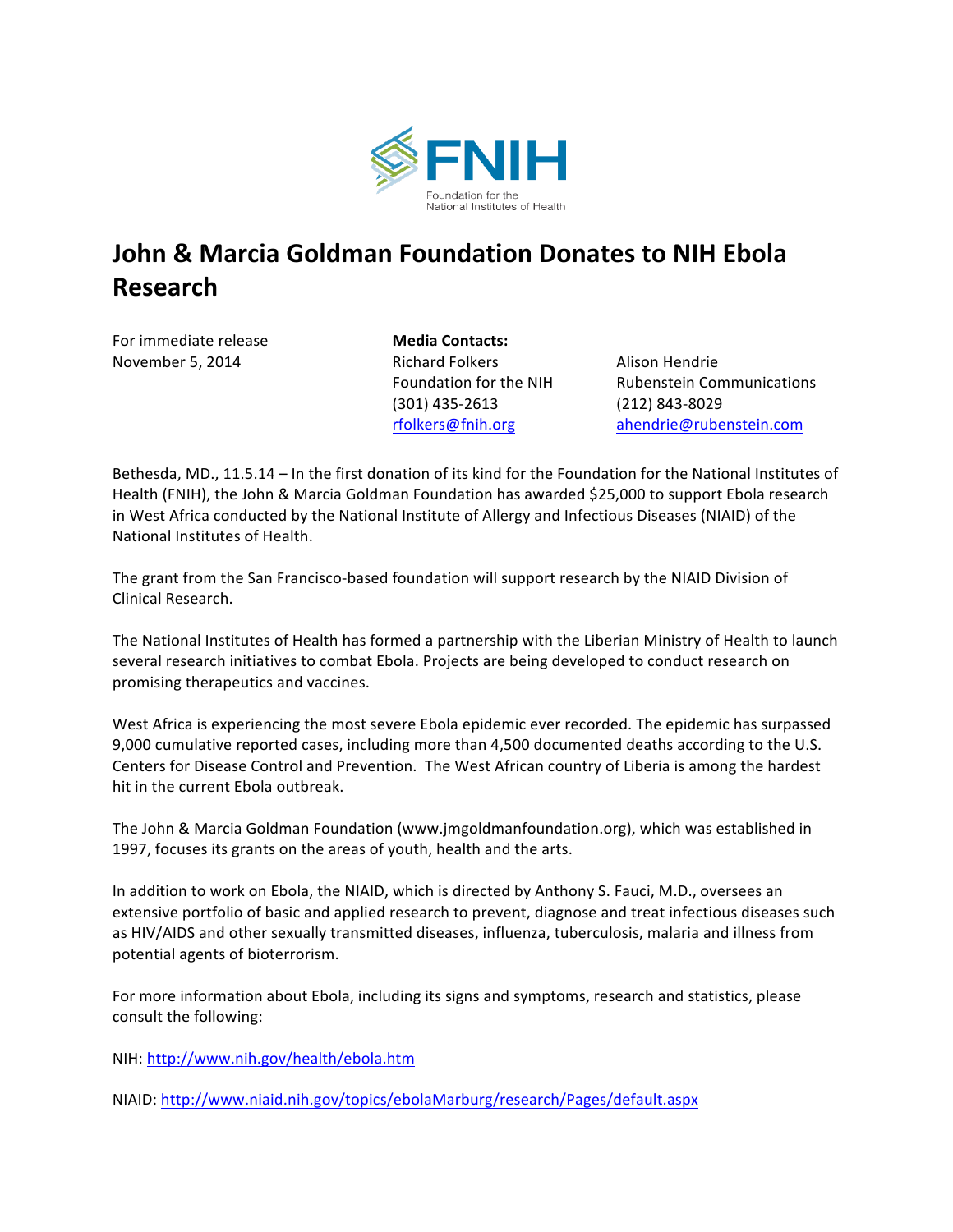FNIH

Foundation for the National Institutes of Health

# John & Marcia Goldman Foundation Donates to NIH Ebola Research

For immediate release
November 5, 2014

**Media Contacts:**

Richard Folkers
Foundation for the NIH
(301) 435-2613
rfolkers@fnih.org

Alison Hendrie
Rubenstein Communications
(212) 843-8029
ahendrie@rubenstein.com

Bethesda, MD., 11.5.14 – In the first donation of its kind for the Foundation for the National Institutes of Health (FNIH), the John & Marcia Goldman Foundation has awarded $25,000 to support Ebola research in West Africa conducted by the National Institute of Allergy and Infectious Diseases (NIAID) of the National Institutes of Health.

The grant from the San Francisco-based foundation will support research by the NIAID Division of Clinical Research.

The National Institutes of Health has formed a partnership with the Liberian Ministry of Health to launch several research initiatives to combat Ebola. Projects are being developed to conduct research on promising therapeutics and vaccines.

West Africa is experiencing the most severe Ebola epidemic ever recorded. The epidemic has surpassed 9,000 cumulative reported cases, including more than 4,500 documented deaths according to the U.S. Centers for Disease Control and Prevention. The West African country of Liberia is among the hardest hit in the current Ebola outbreak.

The John & Marcia Goldman Foundation (www.jmgoldmanfoundation.org), which was established in 1997, focuses its grants on the areas of youth, health and the arts.

In addition to work on Ebola, the NIAID, which is directed by Anthony S. Fauci, M.D., oversees an extensive portfolio of basic and applied research to prevent, diagnose and treat infectious diseases such as HIV/AIDS and other sexually transmitted diseases, influenza, tuberculosis, malaria and illness from potential agents of bioterrorism.

For more information about Ebola, including its signs and symptoms, research and statistics, please consult the following:

NIH: http://www.nih.gov/health/ebola.htm

NIAID: http://www.niaid.nih.gov/topics/ebolaMarburg/research/Pages/default.aspx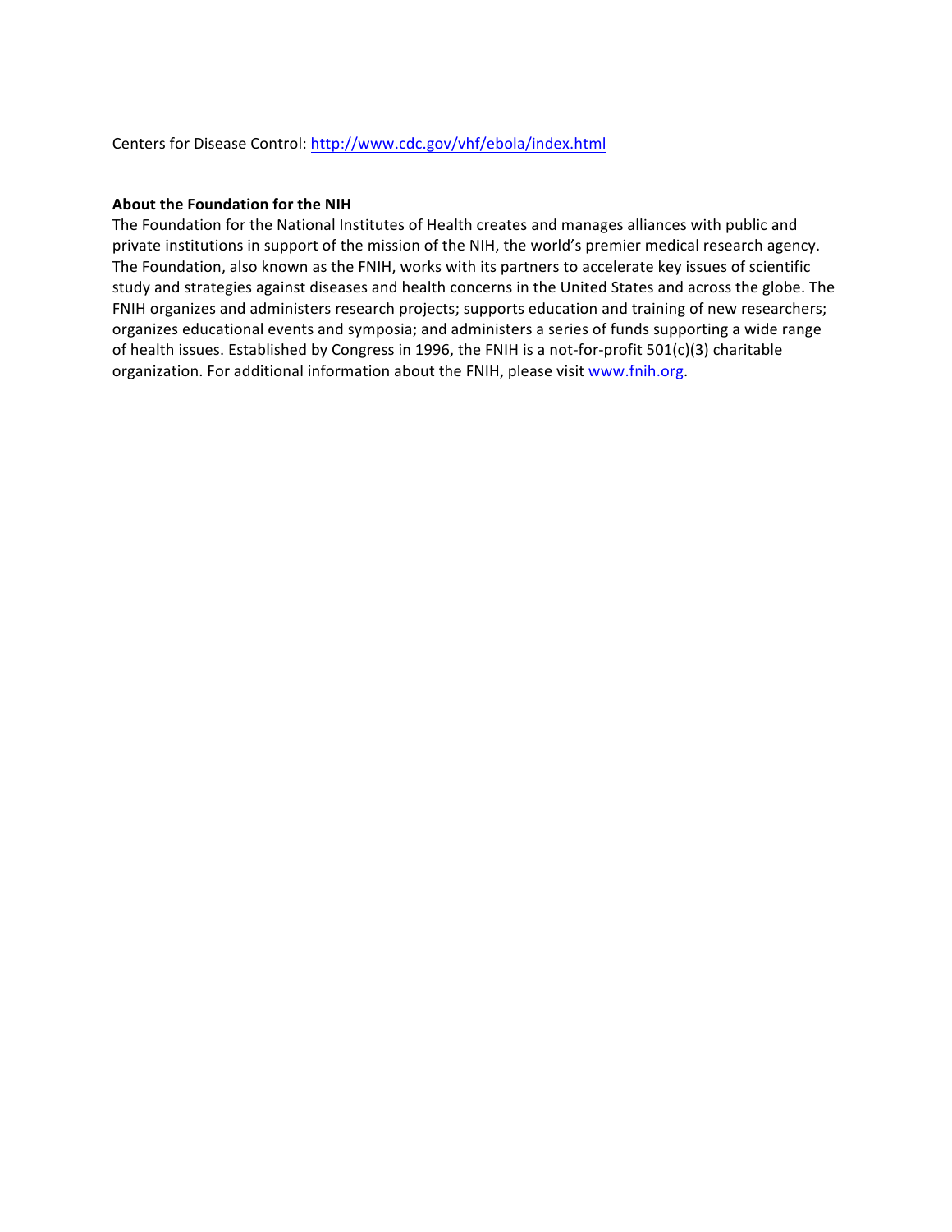Centers for Disease Control: http://www.cdc.gov/vhf/ebola/index.html

**About the Foundation for the NIH**

The Foundation for the National Institutes of Health creates and manages alliances with public and private institutions in support of the mission of the NIH, the world's premier medical research agency. The Foundation, also known as the FNIH, works with its partners to accelerate key issues of scientific study and strategies against diseases and health concerns in the United States and across the globe. The FNIH organizes and administers research projects; supports education and training of new researchers; organizes educational events and symposia; and administers a series of funds supporting a wide range of health issues. Established by Congress in 1996, the FNIH is a not-for-profit 501(c)(3) charitable organization. For additional information about the FNIH, please visit www.fnih.org.